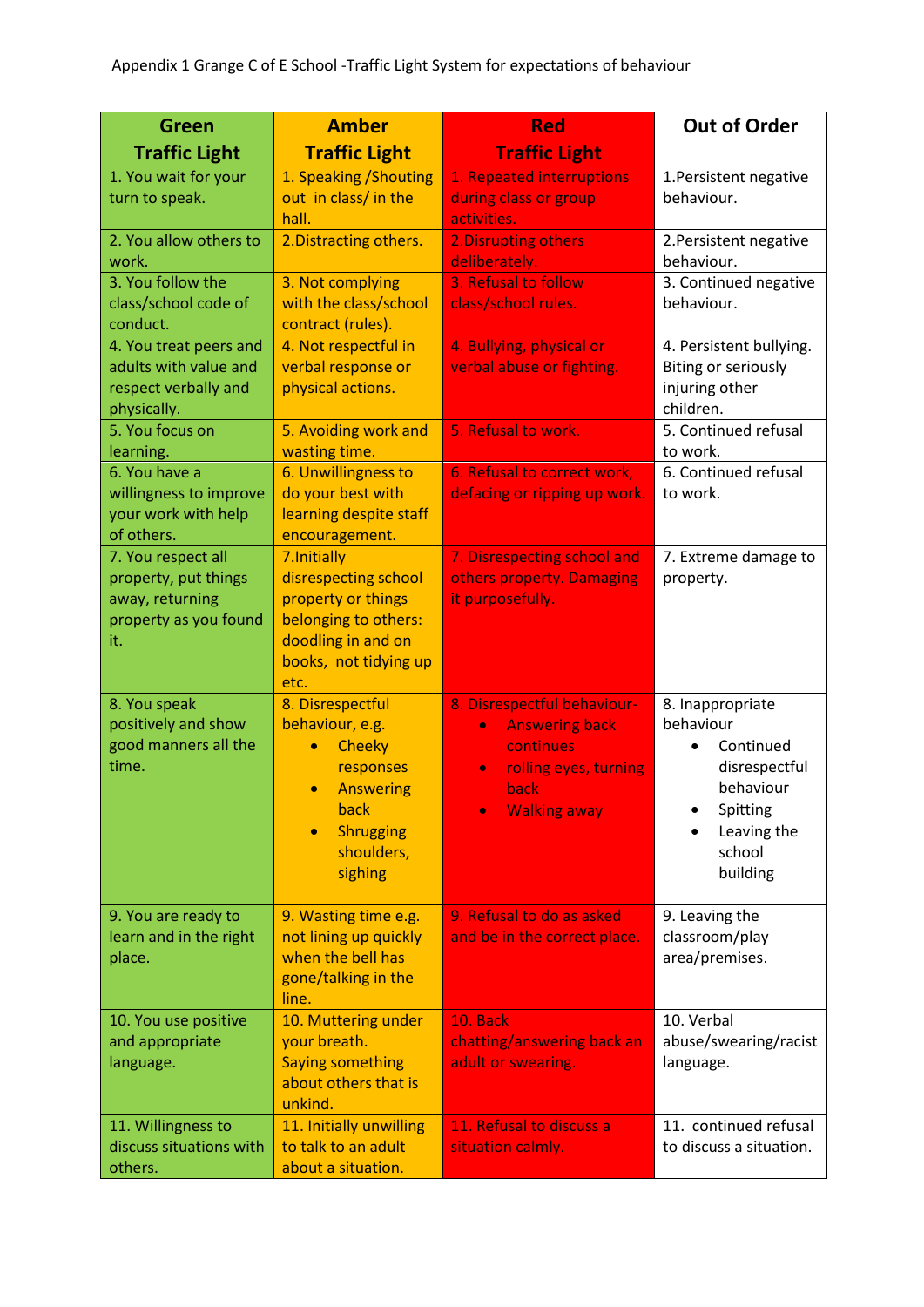Appendix 1 Grange C of E School -Traffic Light System for expectations of behaviour

| Green Traffic Light | Amber Traffic Light | Red Traffic Light | Out of Order |
|---|---|---|---|
| 1. You wait for your turn to speak. | 1. Speaking /Shouting out in class/ in the hall. | 1. Repeated interruptions during class or group activities. | 1.Persistent negative behaviour. |
| 2. You allow others to work. | 2.Distracting others. | 2.Disrupting others deliberately. | 2.Persistent negative behaviour. |
| 3. You follow the class/school code of conduct. | 3. Not complying with the class/school contract (rules). | 3. Refusal to follow class/school rules. | 3. Continued negative behaviour. |
| 4. You treat peers and adults with value and respect verbally and physically. | 4. Not respectful in verbal response or physical actions. | 4. Bullying, physical or verbal abuse or fighting. | 4. Persistent bullying. Biting or seriously injuring other children. |
| 5. You focus on learning. | 5. Avoiding work and wasting time. | 5. Refusal to work. | 5. Continued refusal to work. |
| 6. You have a willingness to improve your work with help of others. | 6. Unwillingness to do your best with learning despite staff encouragement. | 6. Refusal to correct work, defacing or ripping up work. | 6. Continued refusal to work. |
| 7. You respect all property, put things away, returning property as you found it. | 7.Initially disrespecting school property or things belonging to others: doodling in and on books, not tidying up etc. | 7. Disrespecting school and others property. Damaging it purposefully. | 7. Extreme damage to property. |
| 8. You speak positively and show good manners all the time. | 8. Disrespectful behaviour, e.g. <br>• Cheeky responses <br>• Answering back <br>• Shrugging shoulders, sighing | 8. Disrespectful behaviour- <br>• Answering back continues <br>• rolling eyes, turning back <br>• Walking away | 8. Inappropriate behaviour <br>• Continued disrespectful behaviour <br>• Spitting <br>• Leaving the school building |
| 9. You are ready to learn and in the right place. | 9. Wasting time e.g. not lining up quickly when the bell has gone/talking in the line. | 9. Refusal to do as asked and be in the correct place. | 9. Leaving the classroom/play area/premises. |
| 10. You use positive and appropriate language. | 10. Muttering under your breath. Saying something about others that is unkind. | 10. Back chatting/answering back an adult or swearing. | 10. Verbal abuse/swearing/racist language. |
| 11. Willingness to discuss situations with others. | 11. Initially unwilling to talk to an adult about a situation. | 11. Refusal to discuss a situation calmly. | 11. continued refusal to discuss a situation. |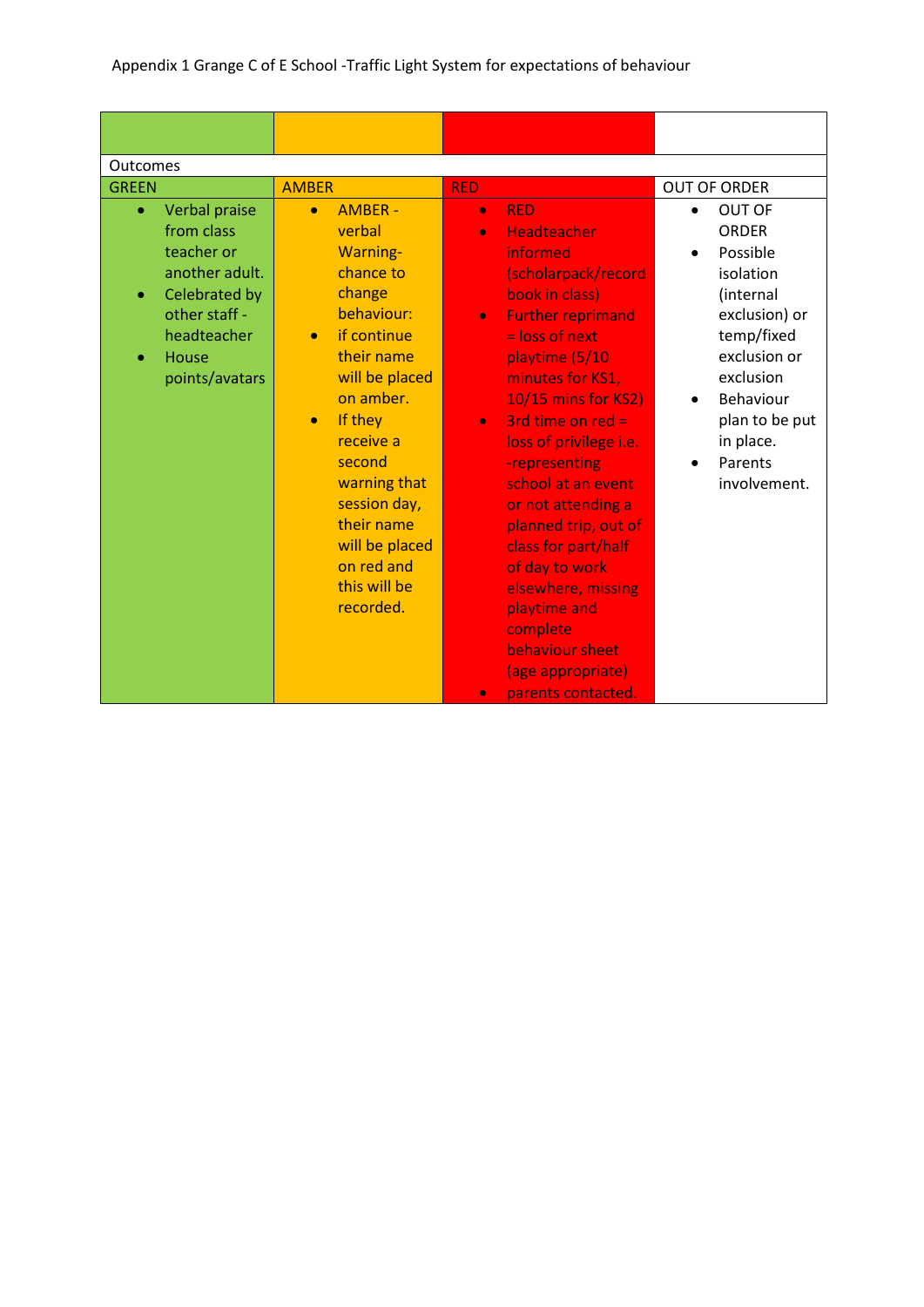Appendix 1 Grange C of E School -Traffic Light System for expectations of behaviour

| | | | |
|---|---|---|---|
| Outcomes | | | |
| GREEN | AMBER | RED | OUT OF ORDER |
| • Verbal praise from class teacher or another adult.<br>• Celebrated by other staff - headteacher<br>• House points/avatars | • AMBER - verbal Warning- chance to change behaviour:<br>• if continue their name will be placed on amber.<br>• If they receive a second warning that session day, their name will be placed on red and this will be recorded. | • RED<br>• Headteacher informed (scholarpack/record book in class)<br>• Further reprimand = loss of next playtime (5/10 minutes for KS1, 10/15 mins for KS2)<br>• 3rd time on red = loss of privilege i.e. -representing school at an event or not attending a planned trip, out of class for part/half of day to work elsewhere, missing playtime and complete behaviour sheet (age appropriate)<br>• parents contacted. | • OUT OF ORDER<br>• Possible isolation (internal exclusion) or temp/fixed exclusion or exclusion<br>• Behaviour plan to be put in place.<br>• Parents involvement. |